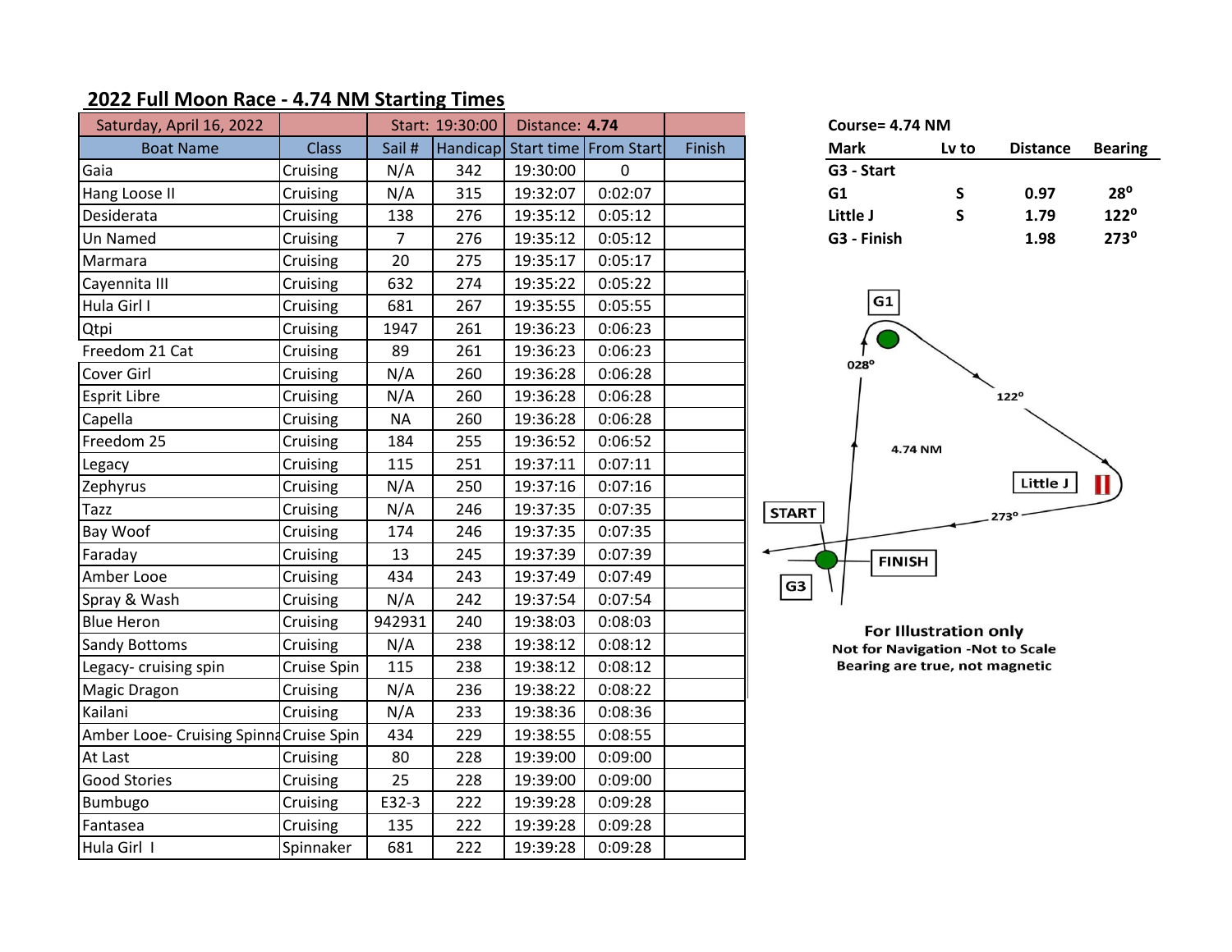## 2022 Full Moon Race - 4.74 NM Starting Times

| Saturday, April 16, 2022 | | Start: 19:30:00 | | Distance: **4.74** | | |
|---|---|---|---|---|---|---|
| **Boat Name** | **Class** | **Sail #** | **Handicap** | **Start time** | **From Start** | **Finish** |
| Gaia | Cruising | N/A | 342 | 19:30:00 | 0 | |
| Hang Loose II | Cruising | N/A | 315 | 19:32:07 | 0:02:07 | |
| Desiderata | Cruising | 138 | 276 | 19:35:12 | 0:05:12 | |
| Un Named | Cruising | 7 | 276 | 19:35:12 | 0:05:12 | |
| Marmara | Cruising | 20 | 275 | 19:35:17 | 0:05:17 | |
| Cayennita III | Cruising | 632 | 274 | 19:35:22 | 0:05:22 | |
| Hula Girl I | Cruising | 681 | 267 | 19:35:55 | 0:05:55 | |
| Qtpi | Cruising | 1947 | 261 | 19:36:23 | 0:06:23 | |
| Freedom 21 Cat | Cruising | 89 | 261 | 19:36:23 | 0:06:23 | |
| Cover Girl | Cruising | N/A | 260 | 19:36:28 | 0:06:28 | |
| Esprit Libre | Cruising | N/A | 260 | 19:36:28 | 0:06:28 | |
| Capella | Cruising | NA | 260 | 19:36:28 | 0:06:28 | |
| Freedom 25 | Cruising | 184 | 255 | 19:36:52 | 0:06:52 | |
| Legacy | Cruising | 115 | 251 | 19:37:11 | 0:07:11 | |
| Zephyrus | Cruising | N/A | 250 | 19:37:16 | 0:07:16 | |
| Tazz | Cruising | N/A | 246 | 19:37:35 | 0:07:35 | |
| Bay Woof | Cruising | 174 | 246 | 19:37:35 | 0:07:35 | |
| Faraday | Cruising | 13 | 245 | 19:37:39 | 0:07:39 | |
| Amber Looe | Cruising | 434 | 243 | 19:37:49 | 0:07:49 | |
| Spray & Wash | Cruising | N/A | 242 | 19:37:54 | 0:07:54 | |
| Blue Heron | Cruising | 942931 | 240 | 19:38:03 | 0:08:03 | |
| Sandy Bottoms | Cruising | N/A | 238 | 19:38:12 | 0:08:12 | |
| Legacy- cruising spin | Cruise Spin | 115 | 238 | 19:38:12 | 0:08:12 | |
| Magic Dragon | Cruising | N/A | 236 | 19:38:22 | 0:08:22 | |
| Kailani | Cruising | N/A | 233 | 19:38:36 | 0:08:36 | |
| Amber Looe- Cruising Spinna | Cruise Spin | 434 | 229 | 19:38:55 | 0:08:55 | |
| At Last | Cruising | 80 | 228 | 19:39:00 | 0:09:00 | |
| Good Stories | Cruising | 25 | 228 | 19:39:00 | 0:09:00 | |
| Bumbugo | Cruising | E32-3 | 222 | 19:39:28 | 0:09:28 | |
| Fantasea | Cruising | 135 | 222 | 19:39:28 | 0:09:28 | |
| Hula Girl I | Spinnaker | 681 | 222 | 19:39:28 | 0:09:28 | |

**Course= 4.74 NM**

| Mark | Lv to | Distance | Bearing |
|---|---|---|---|
| G3 - Start | | | |
| G1 | S | 0.97 | 28° |
| Little J | S | 1.79 | 122° |
| G3 - Finish | | 1.98 | 273° |

G1 — 028° — 122° — 4.74 NM — Little J — 273° — START — FINISH — G3

**For Illustration only**
**Not for Navigation -Not to Scale**
**Bearing are true, not magnetic**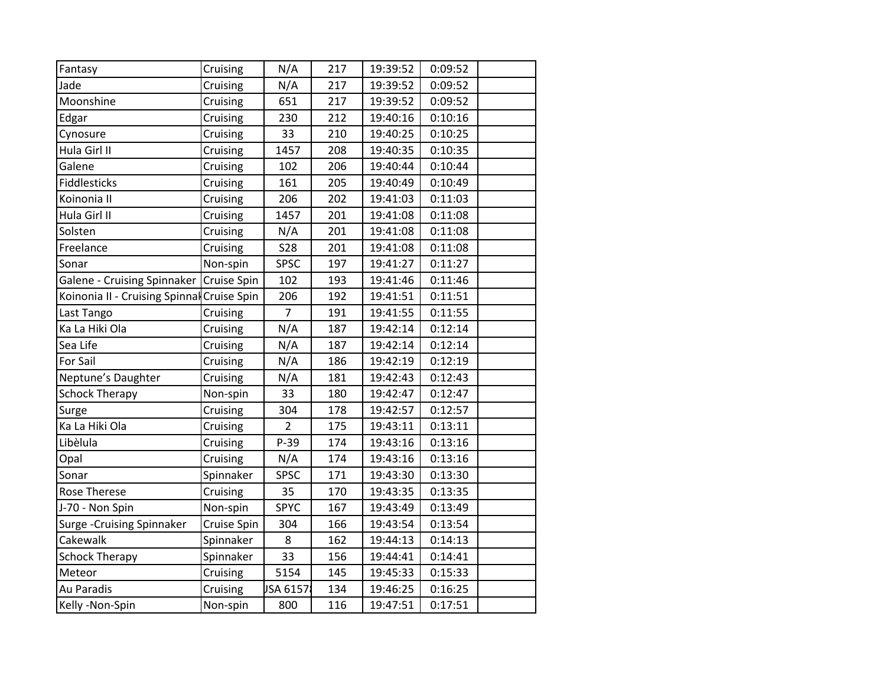| | | | | | | |
|---|---|---|---|---|---|---|
| Fantasy | Cruising | N/A | 217 | 19:39:52 | 0:09:52 | |
| Jade | Cruising | N/A | 217 | 19:39:52 | 0:09:52 | |
| Moonshine | Cruising | 651 | 217 | 19:39:52 | 0:09:52 | |
| Edgar | Cruising | 230 | 212 | 19:40:16 | 0:10:16 | |
| Cynosure | Cruising | 33 | 210 | 19:40:25 | 0:10:25 | |
| Hula Girl II | Cruising | 1457 | 208 | 19:40:35 | 0:10:35 | |
| Galene | Cruising | 102 | 206 | 19:40:44 | 0:10:44 | |
| Fiddlesticks | Cruising | 161 | 205 | 19:40:49 | 0:10:49 | |
| Koinonia II | Cruising | 206 | 202 | 19:41:03 | 0:11:03 | |
| Hula Girl II | Cruising | 1457 | 201 | 19:41:08 | 0:11:08 | |
| Solsten | Cruising | N/A | 201 | 19:41:08 | 0:11:08 | |
| Freelance | Cruising | S28 | 201 | 19:41:08 | 0:11:08 | |
| Sonar | Non-spin | SPSC | 197 | 19:41:27 | 0:11:27 | |
| Galene - Cruising Spinnaker | Cruise Spin | 102 | 193 | 19:41:46 | 0:11:46 | |
| Koinonia II - Cruising Spinnak | Cruise Spin | 206 | 192 | 19:41:51 | 0:11:51 | |
| Last Tango | Cruising | 7 | 191 | 19:41:55 | 0:11:55 | |
| Ka La Hiki Ola | Cruising | N/A | 187 | 19:42:14 | 0:12:14 | |
| Sea Life | Cruising | N/A | 187 | 19:42:14 | 0:12:14 | |
| For Sail | Cruising | N/A | 186 | 19:42:19 | 0:12:19 | |
| Neptune's Daughter | Cruising | N/A | 181 | 19:42:43 | 0:12:43 | |
| Schock Therapy | Non-spin | 33 | 180 | 19:42:47 | 0:12:47 | |
| Surge | Cruising | 304 | 178 | 19:42:57 | 0:12:57 | |
| Ka La Hiki Ola | Cruising | 2 | 175 | 19:43:11 | 0:13:11 | |
| Libèlula | Cruising | P-39 | 174 | 19:43:16 | 0:13:16 | |
| Opal | Cruising | N/A | 174 | 19:43:16 | 0:13:16 | |
| Sonar | Spinnaker | SPSC | 171 | 19:43:30 | 0:13:30 | |
| Rose Therese | Cruising | 35 | 170 | 19:43:35 | 0:13:35 | |
| J-70 - Non Spin | Non-spin | SPYC | 167 | 19:43:49 | 0:13:49 | |
| Surge -Cruising Spinnaker | Cruise Spin | 304 | 166 | 19:43:54 | 0:13:54 | |
| Cakewalk | Spinnaker | 8 | 162 | 19:44:13 | 0:14:13 | |
| Schock Therapy | Spinnaker | 33 | 156 | 19:44:41 | 0:14:41 | |
| Meteor | Cruising | 5154 | 145 | 19:45:33 | 0:15:33 | |
| Au Paradis | Cruising | JSA 6157 | 134 | 19:46:25 | 0:16:25 | |
| Kelly -Non-Spin | Non-spin | 800 | 116 | 19:47:51 | 0:17:51 | |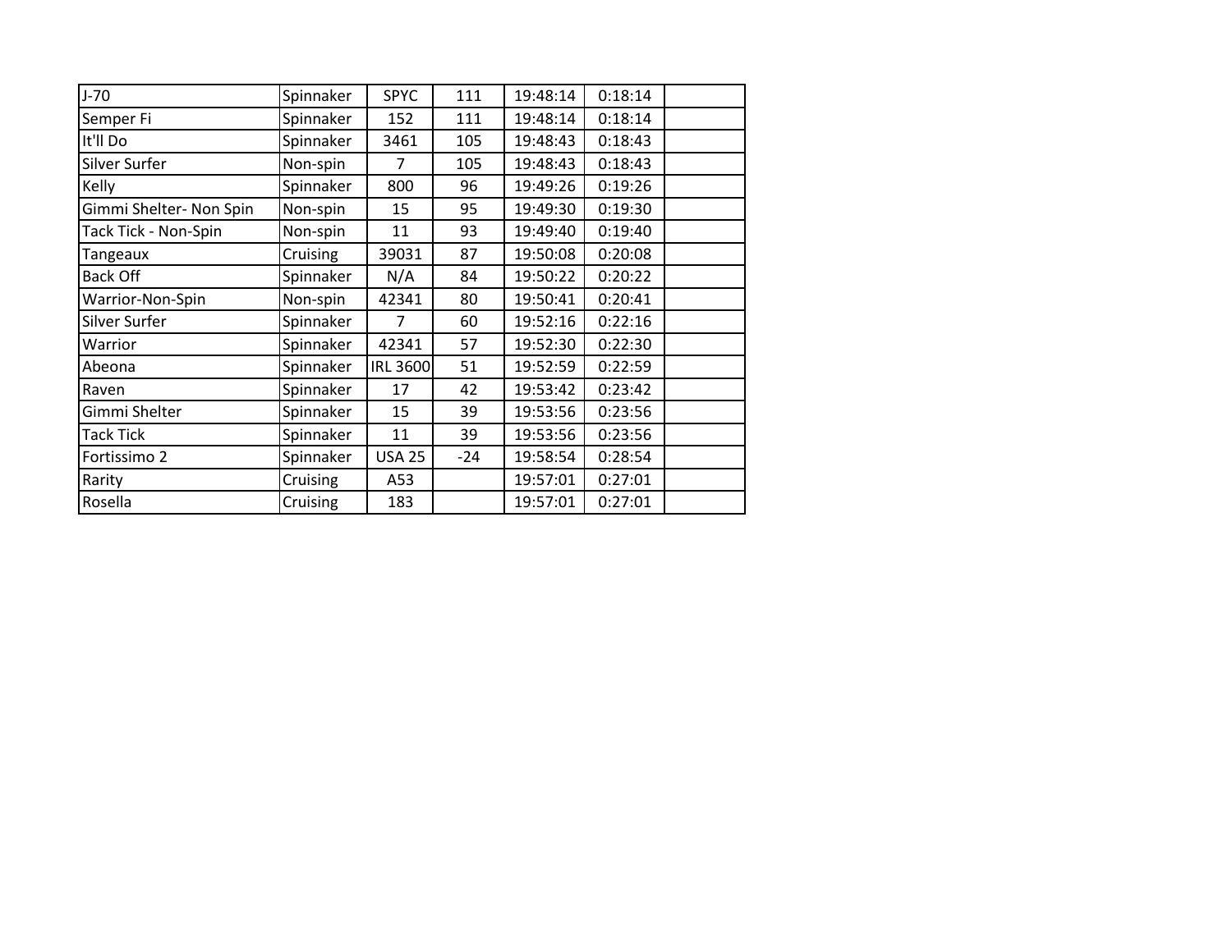| | | | | | | |
|---|---|---|---|---|---|---|
| J-70 | Spinnaker | SPYC | 111 | 19:48:14 | 0:18:14 | |
| Semper Fi | Spinnaker | 152 | 111 | 19:48:14 | 0:18:14 | |
| It'll Do | Spinnaker | 3461 | 105 | 19:48:43 | 0:18:43 | |
| Silver Surfer | Non-spin | 7 | 105 | 19:48:43 | 0:18:43 | |
| Kelly | Spinnaker | 800 | 96 | 19:49:26 | 0:19:26 | |
| Gimmi Shelter- Non Spin | Non-spin | 15 | 95 | 19:49:30 | 0:19:30 | |
| Tack Tick - Non-Spin | Non-spin | 11 | 93 | 19:49:40 | 0:19:40 | |
| Tangeaux | Cruising | 39031 | 87 | 19:50:08 | 0:20:08 | |
| Back Off | Spinnaker | N/A | 84 | 19:50:22 | 0:20:22 | |
| Warrior-Non-Spin | Non-spin | 42341 | 80 | 19:50:41 | 0:20:41 | |
| Silver Surfer | Spinnaker | 7 | 60 | 19:52:16 | 0:22:16 | |
| Warrior | Spinnaker | 42341 | 57 | 19:52:30 | 0:22:30 | |
| Abeona | Spinnaker | IRL 3600 | 51 | 19:52:59 | 0:22:59 | |
| Raven | Spinnaker | 17 | 42 | 19:53:42 | 0:23:42 | |
| Gimmi Shelter | Spinnaker | 15 | 39 | 19:53:56 | 0:23:56 | |
| Tack Tick | Spinnaker | 11 | 39 | 19:53:56 | 0:23:56 | |
| Fortissimo 2 | Spinnaker | USA 25 | -24 | 19:58:54 | 0:28:54 | |
| Rarity | Cruising | A53 | | 19:57:01 | 0:27:01 | |
| Rosella | Cruising | 183 | | 19:57:01 | 0:27:01 | |